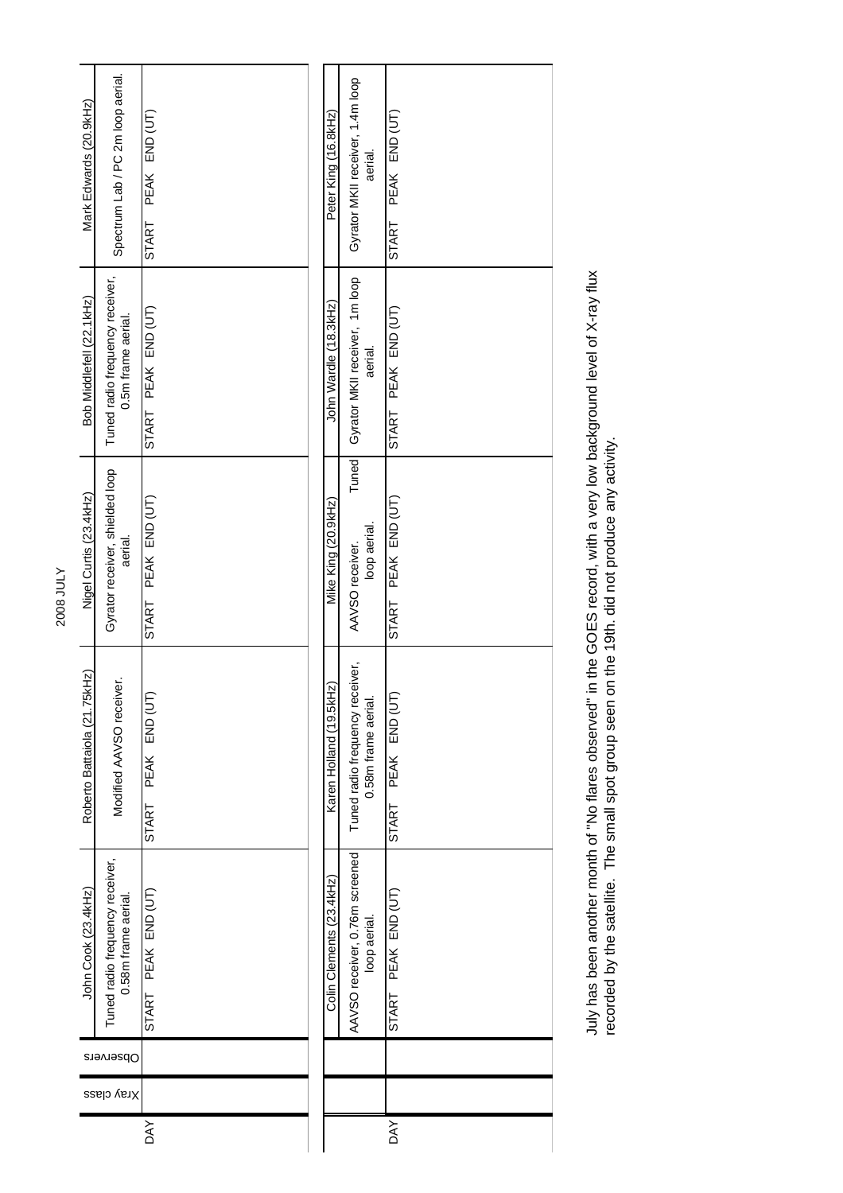# 2008 JULY

| DAY | Xray class | Observers | John Cook (23.4kHz) | Roberto Battaiola (21.75kHz) | Nigel Curtis (23.4kHz) | Bob Middlefell (22.1kHz) | Mark Edwards (20.9kHz) |
|---|---|---|---|---|---|---|---|
| | | | Tuned radio frequency receiver, 0.58m frame aerial. | Modified AAVSO receiver. | Gyrator receiver, shielded loop aerial. | Tuned radio frequency receiver, 0.5m frame aerial. | Spectrum Lab / PC 2m loop aerial. |
| | | | START PEAK END (UT) | START PEAK END (UT) | START PEAK END (UT) | START PEAK END (UT) | START PEAK END (UT) |

| DAY | | | Colin Clements (23.4kHz) | Karen Holland (19.5kHz) | Mike King (20.9kHz) | John Wardle (18.3kHz) | Peter King (16.8kHz) |
|---|---|---|---|---|---|---|---|
| | | | AAVSO receiver, 0.76m screened loop aerial. | Tuned radio frequency receiver, 0.58m frame aerial. | AAVSO receiver. Tuned loop aerial. | Gyrator MKII receiver, 1m loop aerial. | Gyrator MKII receiver, 1.4m loop aerial. |
| | | | START PEAK END (UT) | START PEAK END (UT) | START PEAK END (UT) | START PEAK END (UT) | START PEAK END (UT) |

July has been another month of "No flares observed" in the GOES record, with a very low background level of X-ray flux recorded by the satellite. The small spot group seen on the 19th. did not produce any activity.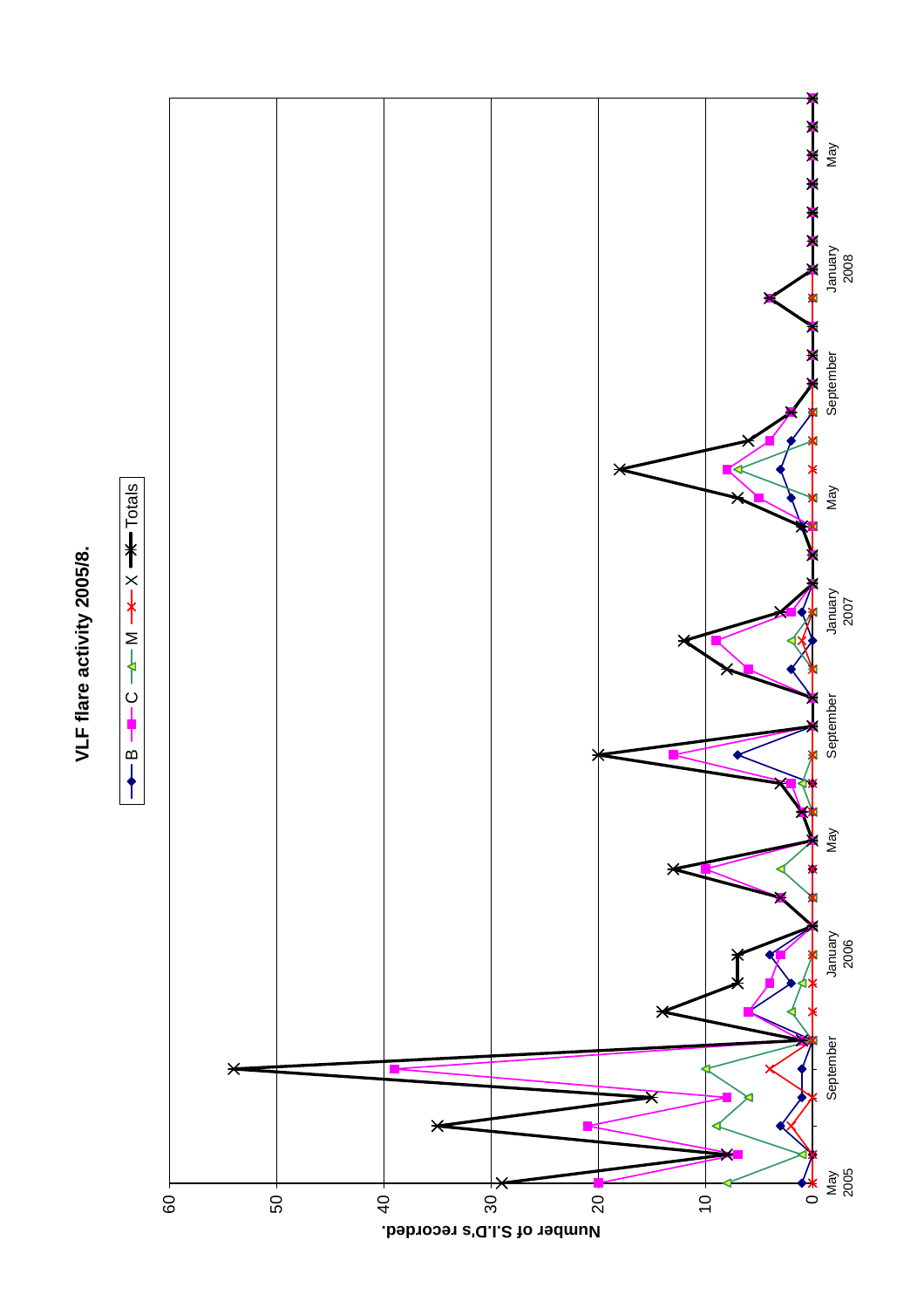VLF flare activity 2005/8.

B C M X Totals

Number of S.I.D's recorded.

0
10
20
30
40
50
60

May 2005
September
January 2006
May
September
January 2007
May
September
January 2008
May